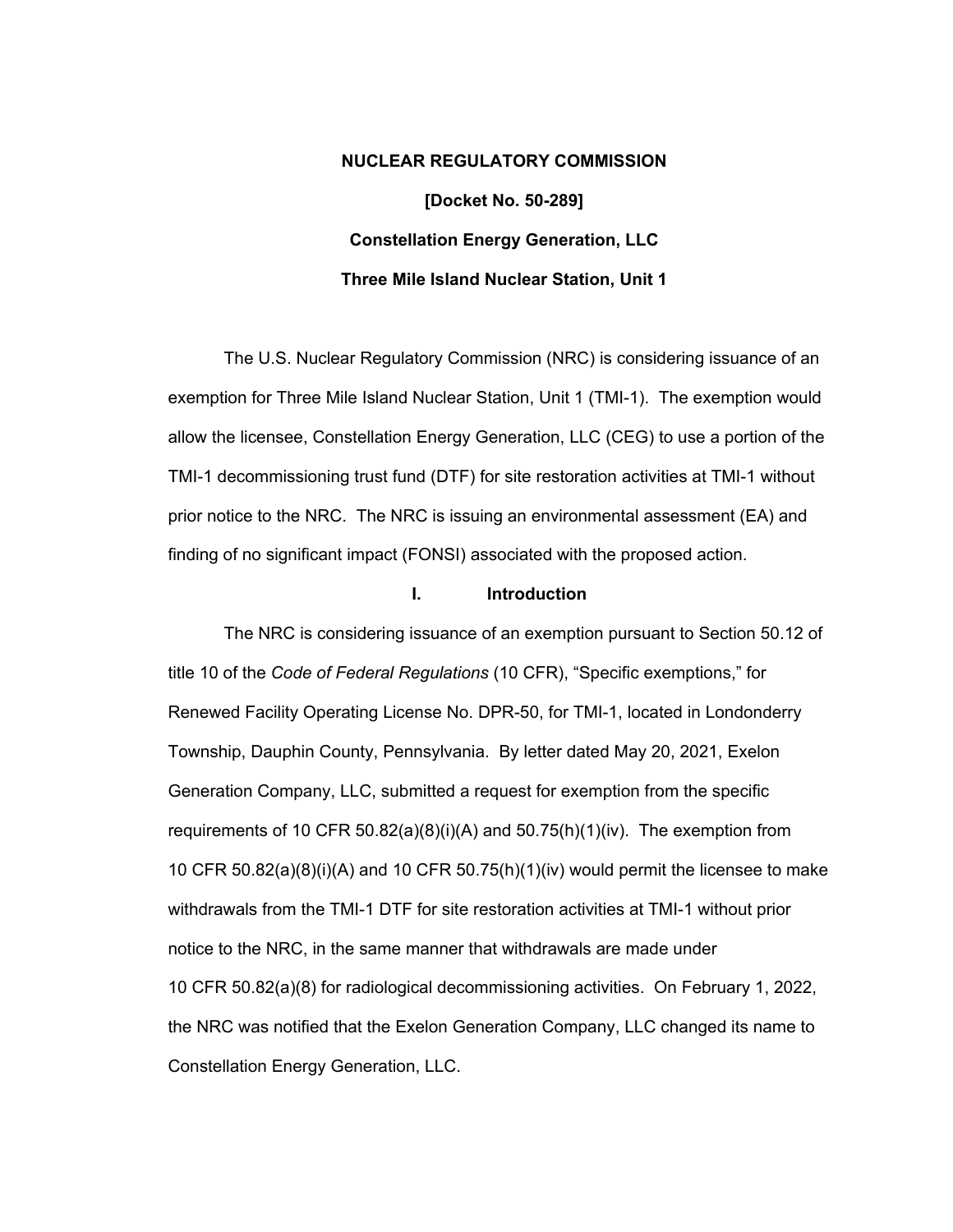**NUCLEAR REGULATORY COMMISSION**

**[Docket No. 50-289]**

**Constellation Energy Generation, LLC**

**Three Mile Island Nuclear Station, Unit 1**

The U.S. Nuclear Regulatory Commission (NRC) is considering issuance of an exemption for Three Mile Island Nuclear Station, Unit 1 (TMI-1). The exemption would allow the licensee, Constellation Energy Generation, LLC (CEG) to use a portion of the TMI-1 decommissioning trust fund (DTF) for site restoration activities at TMI-1 without prior notice to the NRC. The NRC is issuing an environmental assessment (EA) and finding of no significant impact (FONSI) associated with the proposed action.

## I. Introduction

The NRC is considering issuance of an exemption pursuant to Section 50.12 of title 10 of the *Code of Federal Regulations* (10 CFR), "Specific exemptions," for Renewed Facility Operating License No. DPR-50, for TMI-1, located in Londonderry Township, Dauphin County, Pennsylvania. By letter dated May 20, 2021, Exelon Generation Company, LLC, submitted a request for exemption from the specific requirements of 10 CFR 50.82(a)(8)(i)(A) and 50.75(h)(1)(iv). The exemption from 10 CFR 50.82(a)(8)(i)(A) and 10 CFR 50.75(h)(1)(iv) would permit the licensee to make withdrawals from the TMI-1 DTF for site restoration activities at TMI-1 without prior notice to the NRC, in the same manner that withdrawals are made under 10 CFR 50.82(a)(8) for radiological decommissioning activities. On February 1, 2022, the NRC was notified that the Exelon Generation Company, LLC changed its name to Constellation Energy Generation, LLC.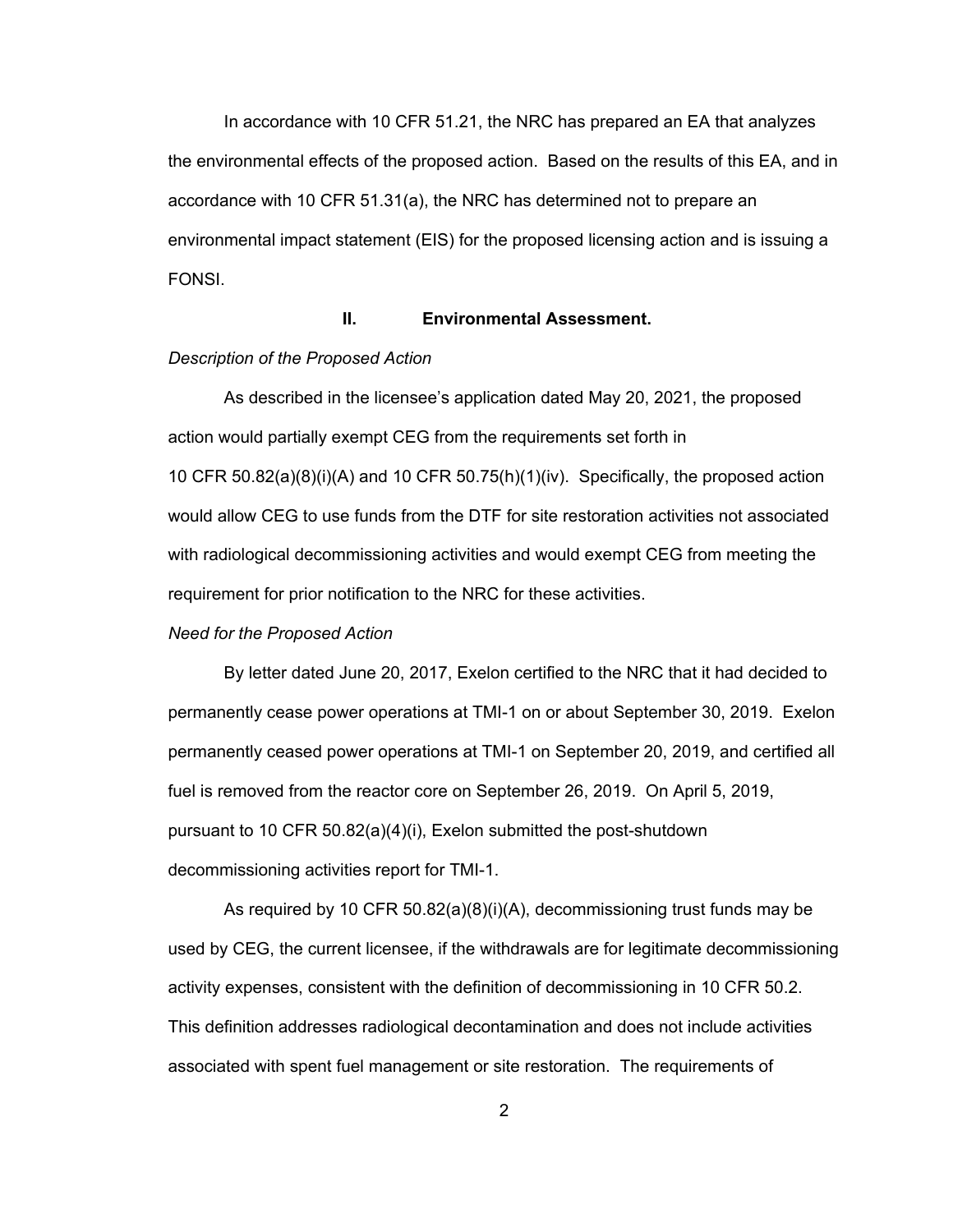In accordance with 10 CFR 51.21, the NRC has prepared an EA that analyzes the environmental effects of the proposed action. Based on the results of this EA, and in accordance with 10 CFR 51.31(a), the NRC has determined not to prepare an environmental impact statement (EIS) for the proposed licensing action and is issuing a FONSI.

## II. Environmental Assessment.

*Description of the Proposed Action*

As described in the licensee's application dated May 20, 2021, the proposed action would partially exempt CEG from the requirements set forth in 10 CFR 50.82(a)(8)(i)(A) and 10 CFR 50.75(h)(1)(iv). Specifically, the proposed action would allow CEG to use funds from the DTF for site restoration activities not associated with radiological decommissioning activities and would exempt CEG from meeting the requirement for prior notification to the NRC for these activities.

*Need for the Proposed Action*

By letter dated June 20, 2017, Exelon certified to the NRC that it had decided to permanently cease power operations at TMI-1 on or about September 30, 2019. Exelon permanently ceased power operations at TMI-1 on September 20, 2019, and certified all fuel is removed from the reactor core on September 26, 2019. On April 5, 2019, pursuant to 10 CFR 50.82(a)(4)(i), Exelon submitted the post-shutdown decommissioning activities report for TMI-1.

As required by 10 CFR 50.82(a)(8)(i)(A), decommissioning trust funds may be used by CEG, the current licensee, if the withdrawals are for legitimate decommissioning activity expenses, consistent with the definition of decommissioning in 10 CFR 50.2. This definition addresses radiological decontamination and does not include activities associated with spent fuel management or site restoration. The requirements of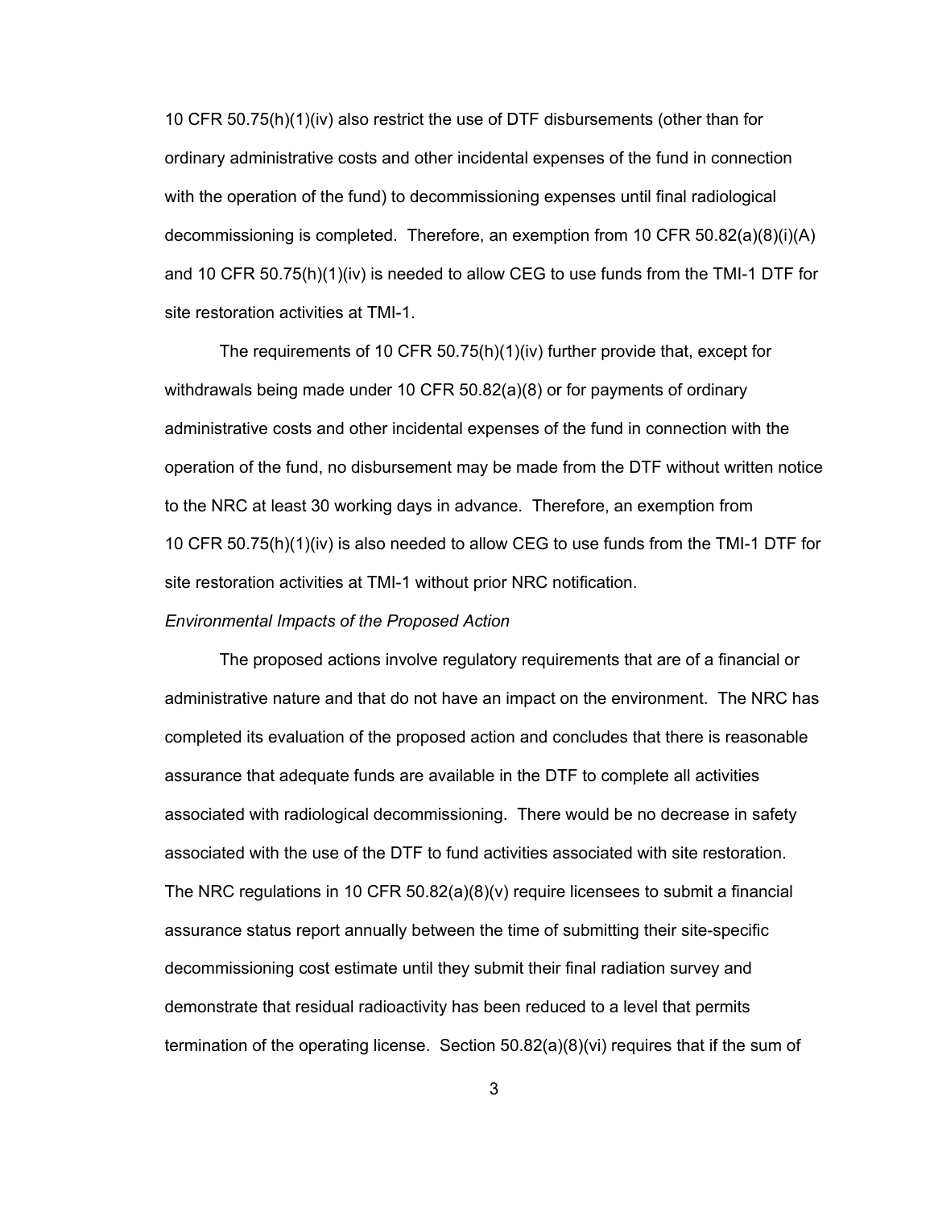10 CFR 50.75(h)(1)(iv) also restrict the use of DTF disbursements (other than for ordinary administrative costs and other incidental expenses of the fund in connection with the operation of the fund) to decommissioning expenses until final radiological decommissioning is completed. Therefore, an exemption from 10 CFR 50.82(a)(8)(i)(A) and 10 CFR 50.75(h)(1)(iv) is needed to allow CEG to use funds from the TMI-1 DTF for site restoration activities at TMI-1.

The requirements of 10 CFR 50.75(h)(1)(iv) further provide that, except for withdrawals being made under 10 CFR 50.82(a)(8) or for payments of ordinary administrative costs and other incidental expenses of the fund in connection with the operation of the fund, no disbursement may be made from the DTF without written notice to the NRC at least 30 working days in advance. Therefore, an exemption from 10 CFR 50.75(h)(1)(iv) is also needed to allow CEG to use funds from the TMI-1 DTF for site restoration activities at TMI-1 without prior NRC notification.

*Environmental Impacts of the Proposed Action*

The proposed actions involve regulatory requirements that are of a financial or administrative nature and that do not have an impact on the environment. The NRC has completed its evaluation of the proposed action and concludes that there is reasonable assurance that adequate funds are available in the DTF to complete all activities associated with radiological decommissioning. There would be no decrease in safety associated with the use of the DTF to fund activities associated with site restoration. The NRC regulations in 10 CFR 50.82(a)(8)(v) require licensees to submit a financial assurance status report annually between the time of submitting their site-specific decommissioning cost estimate until they submit their final radiation survey and demonstrate that residual radioactivity has been reduced to a level that permits termination of the operating license. Section 50.82(a)(8)(vi) requires that if the sum of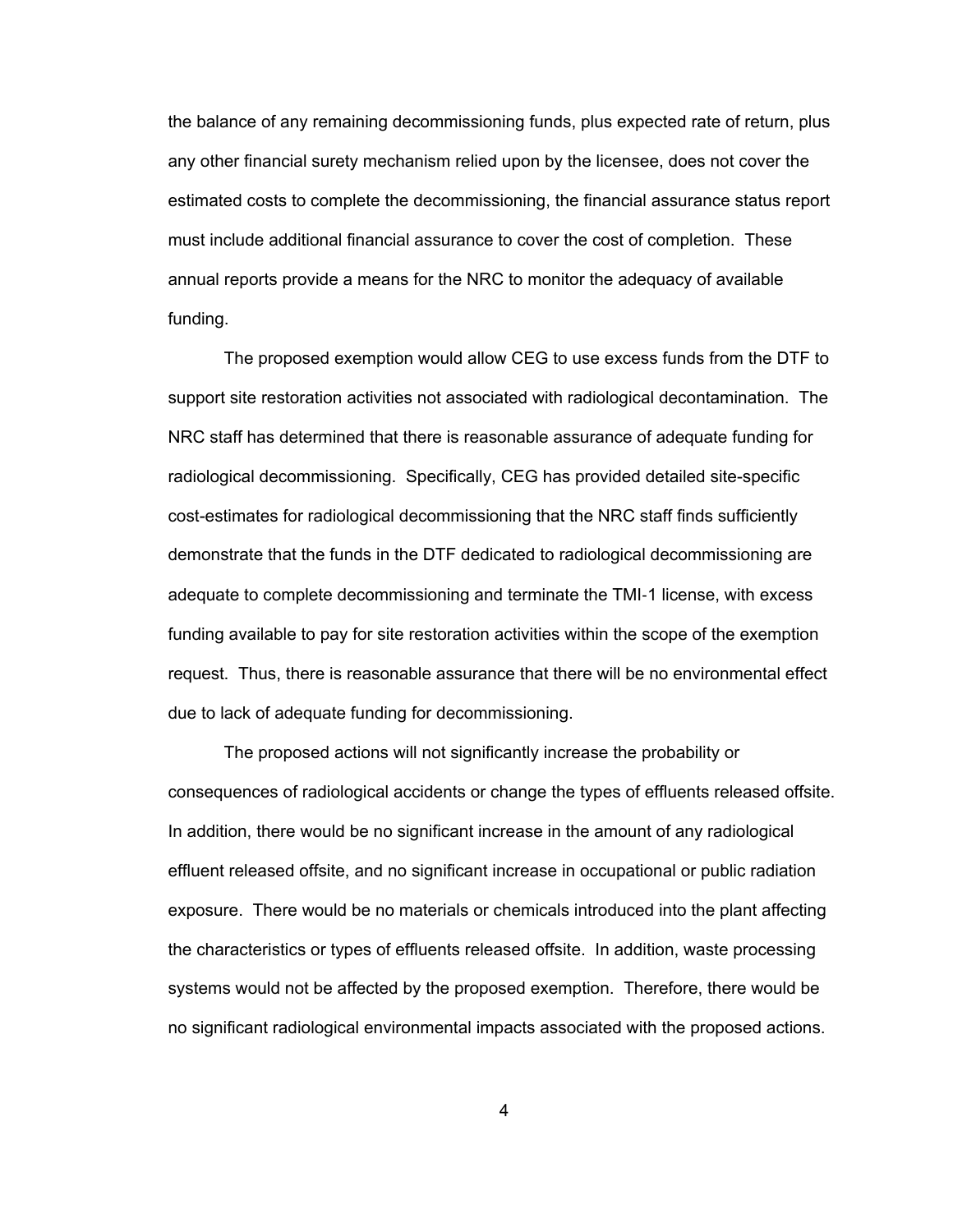the balance of any remaining decommissioning funds, plus expected rate of return, plus any other financial surety mechanism relied upon by the licensee, does not cover the estimated costs to complete the decommissioning, the financial assurance status report must include additional financial assurance to cover the cost of completion. These annual reports provide a means for the NRC to monitor the adequacy of available funding.

The proposed exemption would allow CEG to use excess funds from the DTF to support site restoration activities not associated with radiological decontamination. The NRC staff has determined that there is reasonable assurance of adequate funding for radiological decommissioning. Specifically, CEG has provided detailed site-specific cost-estimates for radiological decommissioning that the NRC staff finds sufficiently demonstrate that the funds in the DTF dedicated to radiological decommissioning are adequate to complete decommissioning and terminate the TMI-1 license, with excess funding available to pay for site restoration activities within the scope of the exemption request. Thus, there is reasonable assurance that there will be no environmental effect due to lack of adequate funding for decommissioning.

The proposed actions will not significantly increase the probability or consequences of radiological accidents or change the types of effluents released offsite. In addition, there would be no significant increase in the amount of any radiological effluent released offsite, and no significant increase in occupational or public radiation exposure. There would be no materials or chemicals introduced into the plant affecting the characteristics or types of effluents released offsite. In addition, waste processing systems would not be affected by the proposed exemption. Therefore, there would be no significant radiological environmental impacts associated with the proposed actions.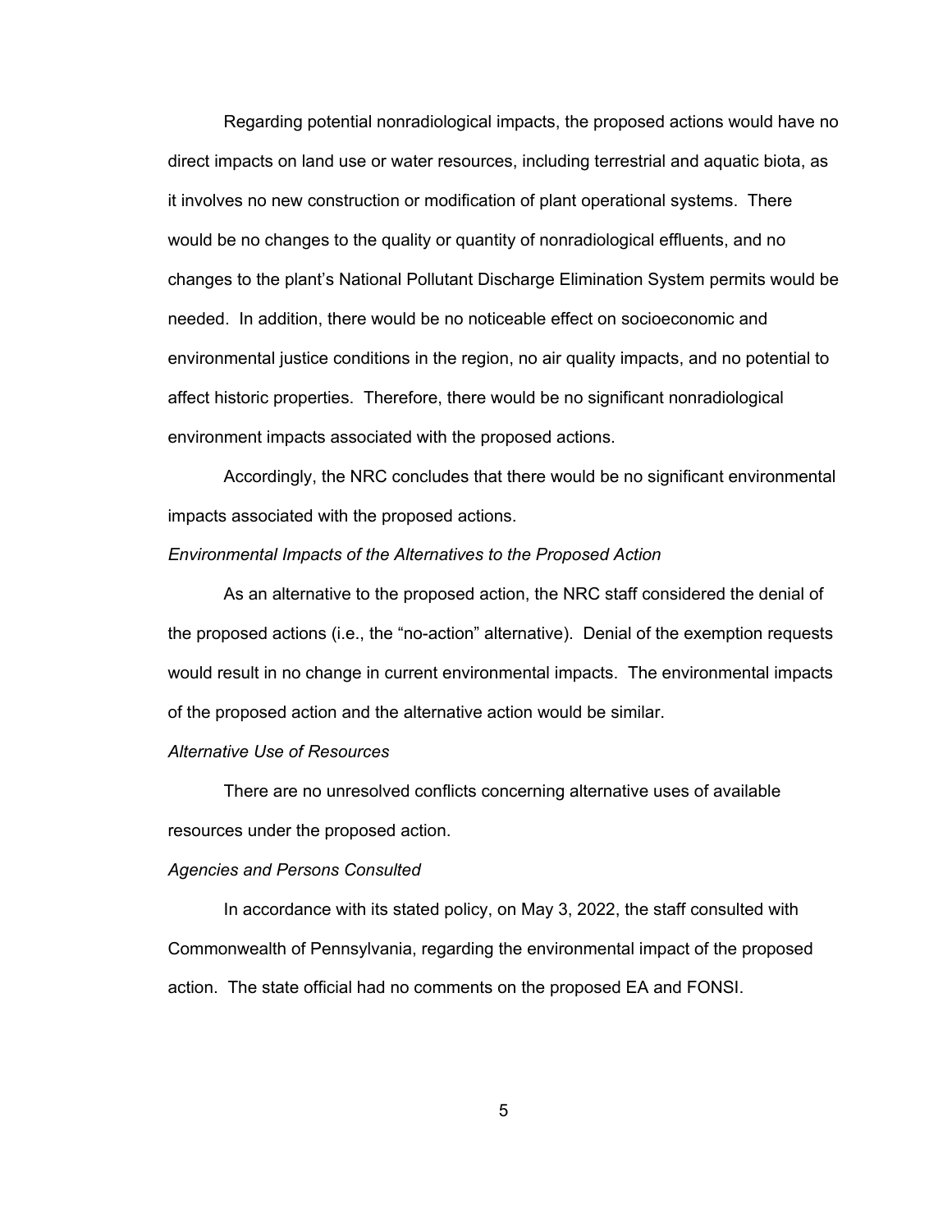Regarding potential nonradiological impacts, the proposed actions would have no direct impacts on land use or water resources, including terrestrial and aquatic biota, as it involves no new construction or modification of plant operational systems. There would be no changes to the quality or quantity of nonradiological effluents, and no changes to the plant's National Pollutant Discharge Elimination System permits would be needed. In addition, there would be no noticeable effect on socioeconomic and environmental justice conditions in the region, no air quality impacts, and no potential to affect historic properties. Therefore, there would be no significant nonradiological environment impacts associated with the proposed actions.

Accordingly, the NRC concludes that there would be no significant environmental impacts associated with the proposed actions.

*Environmental Impacts of the Alternatives to the Proposed Action*

As an alternative to the proposed action, the NRC staff considered the denial of the proposed actions (i.e., the "no-action" alternative). Denial of the exemption requests would result in no change in current environmental impacts. The environmental impacts of the proposed action and the alternative action would be similar.

*Alternative Use of Resources*

There are no unresolved conflicts concerning alternative uses of available resources under the proposed action.

*Agencies and Persons Consulted*

In accordance with its stated policy, on May 3, 2022, the staff consulted with Commonwealth of Pennsylvania, regarding the environmental impact of the proposed action. The state official had no comments on the proposed EA and FONSI.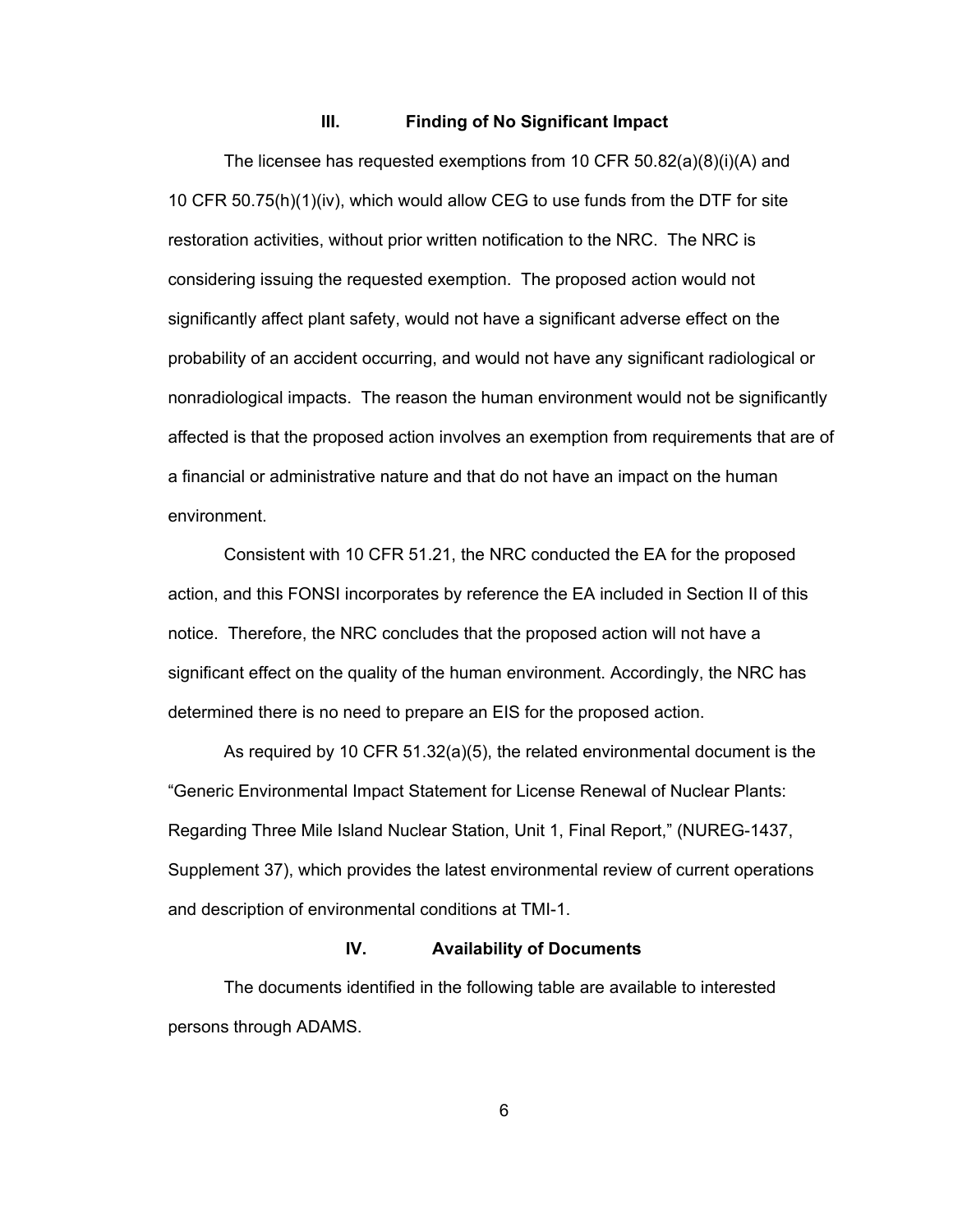## III. Finding of No Significant Impact

The licensee has requested exemptions from 10 CFR 50.82(a)(8)(i)(A) and 10 CFR 50.75(h)(1)(iv), which would allow CEG to use funds from the DTF for site restoration activities, without prior written notification to the NRC. The NRC is considering issuing the requested exemption. The proposed action would not significantly affect plant safety, would not have a significant adverse effect on the probability of an accident occurring, and would not have any significant radiological or nonradiological impacts. The reason the human environment would not be significantly affected is that the proposed action involves an exemption from requirements that are of a financial or administrative nature and that do not have an impact on the human environment.

Consistent with 10 CFR 51.21, the NRC conducted the EA for the proposed action, and this FONSI incorporates by reference the EA included in Section II of this notice. Therefore, the NRC concludes that the proposed action will not have a significant effect on the quality of the human environment. Accordingly, the NRC has determined there is no need to prepare an EIS for the proposed action.

As required by 10 CFR 51.32(a)(5), the related environmental document is the "Generic Environmental Impact Statement for License Renewal of Nuclear Plants: Regarding Three Mile Island Nuclear Station, Unit 1, Final Report," (NUREG-1437, Supplement 37), which provides the latest environmental review of current operations and description of environmental conditions at TMI-1.

## IV. Availability of Documents

The documents identified in the following table are available to interested persons through ADAMS.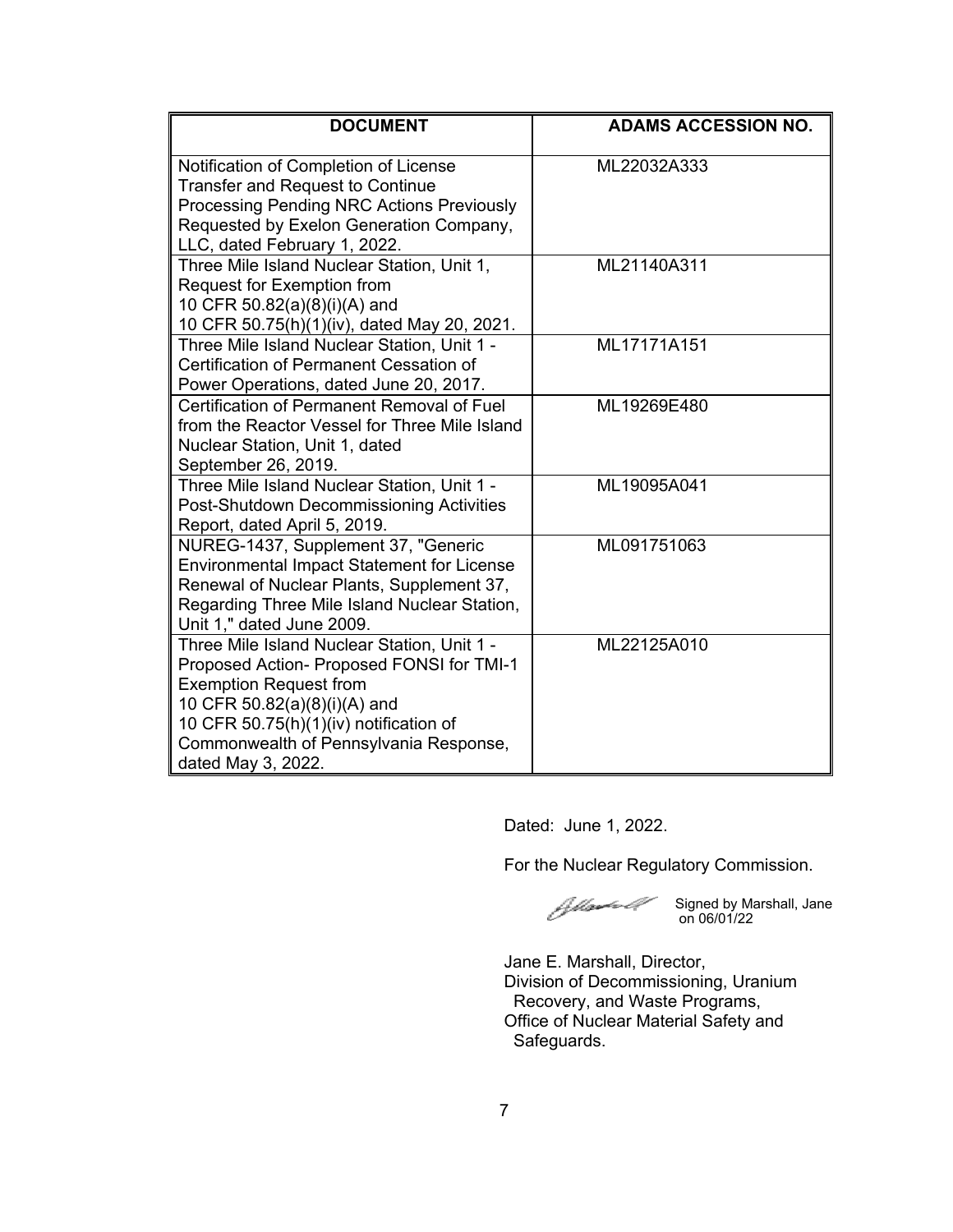| DOCUMENT | ADAMS ACCESSION NO. |
| --- | --- |
| Notification of Completion of License Transfer and Request to Continue Processing Pending NRC Actions Previously Requested by Exelon Generation Company, LLC, dated February 1, 2022. | ML22032A333 |
| Three Mile Island Nuclear Station, Unit 1, Request for Exemption from 10 CFR 50.82(a)(8)(i)(A) and 10 CFR 50.75(h)(1)(iv), dated May 20, 2021. | ML21140A311 |
| Three Mile Island Nuclear Station, Unit 1 - Certification of Permanent Cessation of Power Operations, dated June 20, 2017. | ML17171A151 |
| Certification of Permanent Removal of Fuel from the Reactor Vessel for Three Mile Island Nuclear Station, Unit 1, dated September 26, 2019. | ML19269E480 |
| Three Mile Island Nuclear Station, Unit 1 - Post-Shutdown Decommissioning Activities Report, dated April 5, 2019. | ML19095A041 |
| NUREG-1437, Supplement 37, "Generic Environmental Impact Statement for License Renewal of Nuclear Plants, Supplement 37, Regarding Three Mile Island Nuclear Station, Unit 1," dated June 2009. | ML091751063 |
| Three Mile Island Nuclear Station, Unit 1 - Proposed Action- Proposed FONSI for TMI-1 Exemption Request from 10 CFR 50.82(a)(8)(i)(A) and 10 CFR 50.75(h)(1)(iv) notification of Commonwealth of Pennsylvania Response, dated May 3, 2022. | ML22125A010 |

Dated: June 1, 2022.

For the Nuclear Regulatory Commission.

Signed by Marshall, Jane on 06/01/22

Jane E. Marshall, Director,
Division of Decommissioning, Uranium Recovery, and Waste Programs,
Office of Nuclear Material Safety and Safeguards.